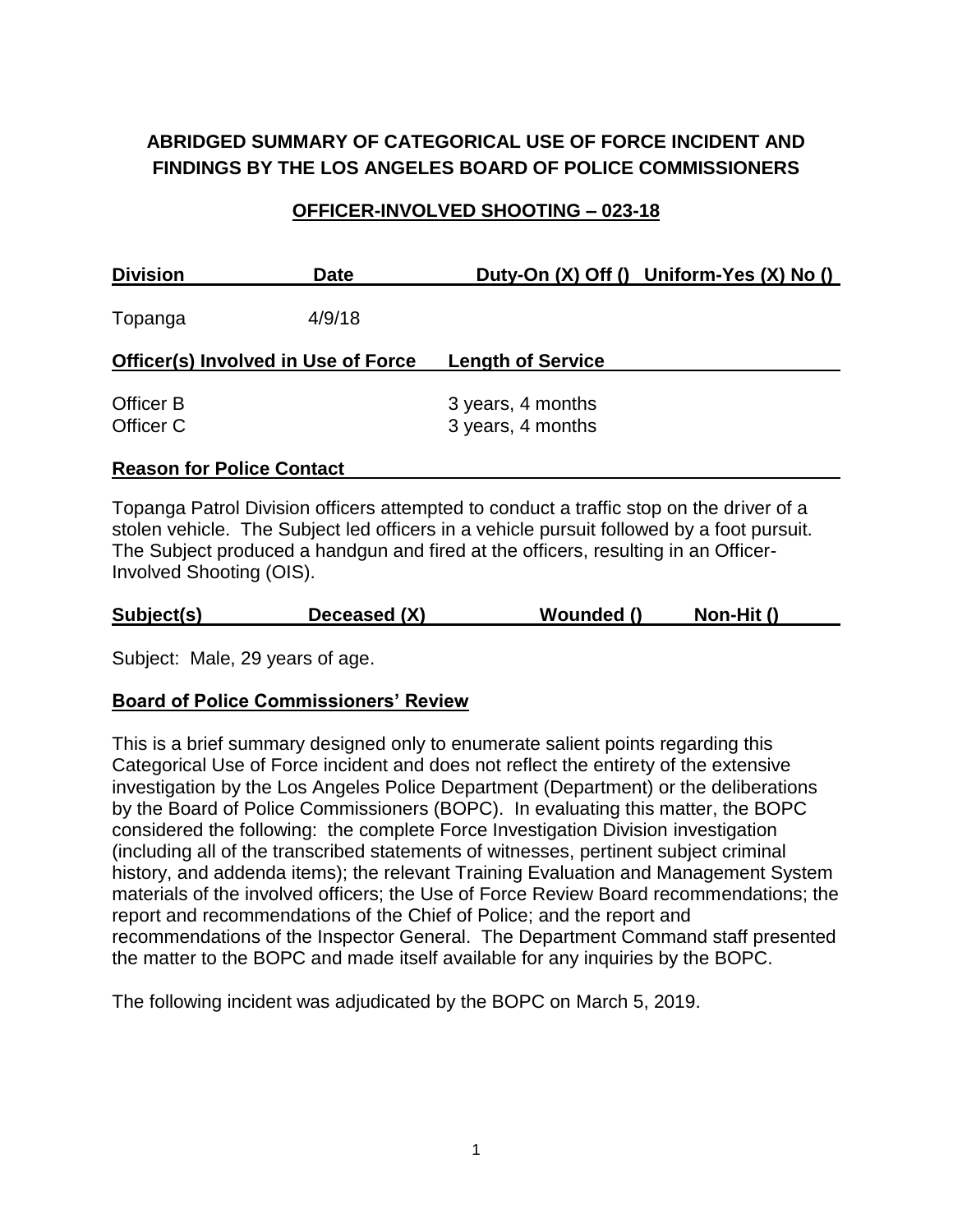# ABRIDGED SUMMARY OF CATEGORICAL USE OF FORCE INCIDENT AND FINDINGS BY THE LOS ANGELES BOARD OF POLICE COMMISSIONERS

## OFFICER-INVOLVED SHOOTING – 023-18

| Division | Date | Duty-On (X) Off () | Uniform-Yes (X) No () |
|---|---|---|---|
| Topanga | 4/9/18 | | |

| Officer(s) Involved in Use of Force | Length of Service |
|---|---|
| Officer B | 3 years, 4 months |
| Officer C | 3 years, 4 months |

**Reason for Police Contact**

Topanga Patrol Division officers attempted to conduct a traffic stop on the driver of a stolen vehicle. The Subject led officers in a vehicle pursuit followed by a foot pursuit. The Subject produced a handgun and fired at the officers, resulting in an Officer-Involved Shooting (OIS).

| Subject(s) | Deceased (X) | Wounded () | Non-Hit () |
|---|---|---|---|

Subject: Male, 29 years of age.

**Board of Police Commissioners' Review**

This is a brief summary designed only to enumerate salient points regarding this Categorical Use of Force incident and does not reflect the entirety of the extensive investigation by the Los Angeles Police Department (Department) or the deliberations by the Board of Police Commissioners (BOPC). In evaluating this matter, the BOPC considered the following: the complete Force Investigation Division investigation (including all of the transcribed statements of witnesses, pertinent subject criminal history, and addenda items); the relevant Training Evaluation and Management System materials of the involved officers; the Use of Force Review Board recommendations; the report and recommendations of the Chief of Police; and the report and recommendations of the Inspector General. The Department Command staff presented the matter to the BOPC and made itself available for any inquiries by the BOPC.

The following incident was adjudicated by the BOPC on March 5, 2019.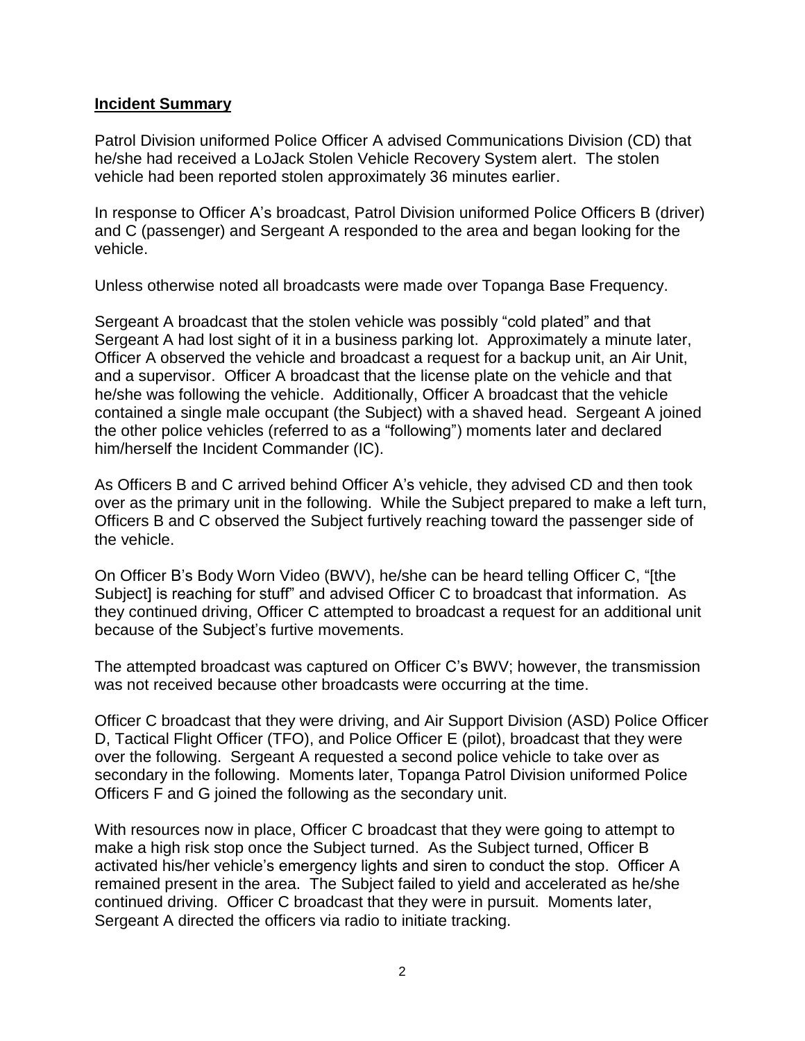**Incident Summary**

Patrol Division uniformed Police Officer A advised Communications Division (CD) that he/she had received a LoJack Stolen Vehicle Recovery System alert. The stolen vehicle had been reported stolen approximately 36 minutes earlier.

In response to Officer A's broadcast, Patrol Division uniformed Police Officers B (driver) and C (passenger) and Sergeant A responded to the area and began looking for the vehicle.

Unless otherwise noted all broadcasts were made over Topanga Base Frequency.

Sergeant A broadcast that the stolen vehicle was possibly "cold plated" and that Sergeant A had lost sight of it in a business parking lot. Approximately a minute later, Officer A observed the vehicle and broadcast a request for a backup unit, an Air Unit, and a supervisor. Officer A broadcast that the license plate on the vehicle and that he/she was following the vehicle. Additionally, Officer A broadcast that the vehicle contained a single male occupant (the Subject) with a shaved head. Sergeant A joined the other police vehicles (referred to as a "following") moments later and declared him/herself the Incident Commander (IC).

As Officers B and C arrived behind Officer A's vehicle, they advised CD and then took over as the primary unit in the following. While the Subject prepared to make a left turn, Officers B and C observed the Subject furtively reaching toward the passenger side of the vehicle.

On Officer B's Body Worn Video (BWV), he/she can be heard telling Officer C, "[the Subject] is reaching for stuff" and advised Officer C to broadcast that information. As they continued driving, Officer C attempted to broadcast a request for an additional unit because of the Subject's furtive movements.

The attempted broadcast was captured on Officer C's BWV; however, the transmission was not received because other broadcasts were occurring at the time.

Officer C broadcast that they were driving, and Air Support Division (ASD) Police Officer D, Tactical Flight Officer (TFO), and Police Officer E (pilot), broadcast that they were over the following. Sergeant A requested a second police vehicle to take over as secondary in the following. Moments later, Topanga Patrol Division uniformed Police Officers F and G joined the following as the secondary unit.

With resources now in place, Officer C broadcast that they were going to attempt to make a high risk stop once the Subject turned. As the Subject turned, Officer B activated his/her vehicle's emergency lights and siren to conduct the stop. Officer A remained present in the area. The Subject failed to yield and accelerated as he/she continued driving. Officer C broadcast that they were in pursuit. Moments later, Sergeant A directed the officers via radio to initiate tracking.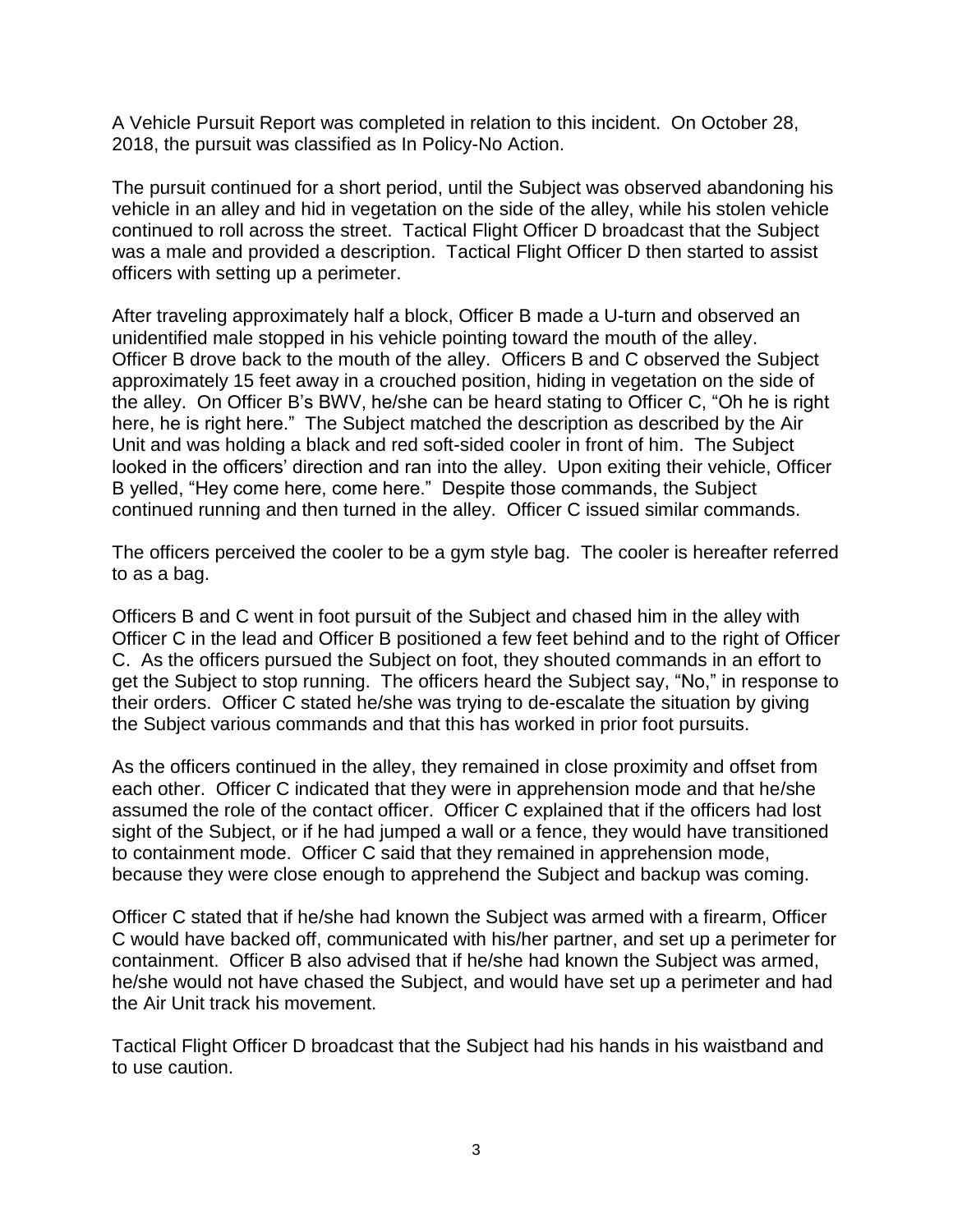A Vehicle Pursuit Report was completed in relation to this incident. On October 28, 2018, the pursuit was classified as In Policy-No Action.

The pursuit continued for a short period, until the Subject was observed abandoning his vehicle in an alley and hid in vegetation on the side of the alley, while his stolen vehicle continued to roll across the street. Tactical Flight Officer D broadcast that the Subject was a male and provided a description. Tactical Flight Officer D then started to assist officers with setting up a perimeter.

After traveling approximately half a block, Officer B made a U-turn and observed an unidentified male stopped in his vehicle pointing toward the mouth of the alley. Officer B drove back to the mouth of the alley. Officers B and C observed the Subject approximately 15 feet away in a crouched position, hiding in vegetation on the side of the alley. On Officer B's BWV, he/she can be heard stating to Officer C, "Oh he is right here, he is right here." The Subject matched the description as described by the Air Unit and was holding a black and red soft-sided cooler in front of him. The Subject looked in the officers' direction and ran into the alley. Upon exiting their vehicle, Officer B yelled, "Hey come here, come here." Despite those commands, the Subject continued running and then turned in the alley. Officer C issued similar commands.

The officers perceived the cooler to be a gym style bag. The cooler is hereafter referred to as a bag.

Officers B and C went in foot pursuit of the Subject and chased him in the alley with Officer C in the lead and Officer B positioned a few feet behind and to the right of Officer C. As the officers pursued the Subject on foot, they shouted commands in an effort to get the Subject to stop running. The officers heard the Subject say, "No," in response to their orders. Officer C stated he/she was trying to de-escalate the situation by giving the Subject various commands and that this has worked in prior foot pursuits.

As the officers continued in the alley, they remained in close proximity and offset from each other. Officer C indicated that they were in apprehension mode and that he/she assumed the role of the contact officer. Officer C explained that if the officers had lost sight of the Subject, or if he had jumped a wall or a fence, they would have transitioned to containment mode. Officer C said that they remained in apprehension mode, because they were close enough to apprehend the Subject and backup was coming.

Officer C stated that if he/she had known the Subject was armed with a firearm, Officer C would have backed off, communicated with his/her partner, and set up a perimeter for containment. Officer B also advised that if he/she had known the Subject was armed, he/she would not have chased the Subject, and would have set up a perimeter and had the Air Unit track his movement.

Tactical Flight Officer D broadcast that the Subject had his hands in his waistband and to use caution.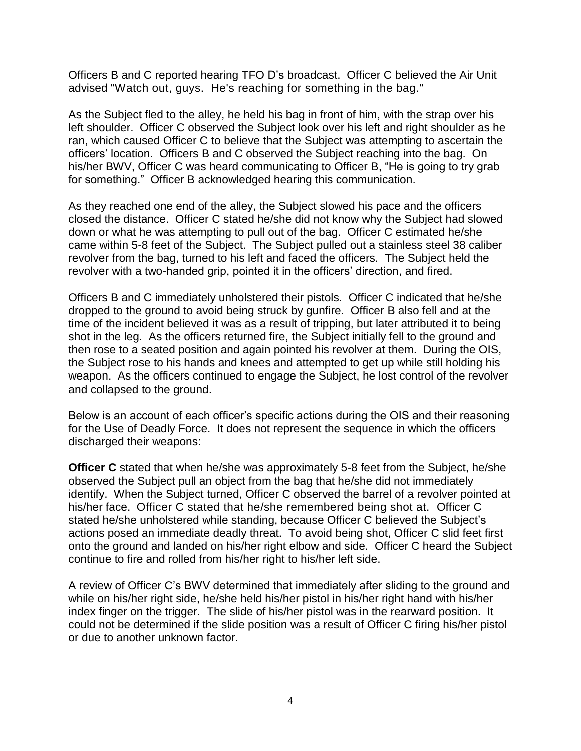Officers B and C reported hearing TFO D's broadcast. Officer C believed the Air Unit advised "Watch out, guys. He's reaching for something in the bag."

As the Subject fled to the alley, he held his bag in front of him, with the strap over his left shoulder. Officer C observed the Subject look over his left and right shoulder as he ran, which caused Officer C to believe that the Subject was attempting to ascertain the officers' location. Officers B and C observed the Subject reaching into the bag. On his/her BWV, Officer C was heard communicating to Officer B, "He is going to try grab for something." Officer B acknowledged hearing this communication.

As they reached one end of the alley, the Subject slowed his pace and the officers closed the distance. Officer C stated he/she did not know why the Subject had slowed down or what he was attempting to pull out of the bag. Officer C estimated he/she came within 5-8 feet of the Subject. The Subject pulled out a stainless steel 38 caliber revolver from the bag, turned to his left and faced the officers. The Subject held the revolver with a two-handed grip, pointed it in the officers' direction, and fired.

Officers B and C immediately unholstered their pistols. Officer C indicated that he/she dropped to the ground to avoid being struck by gunfire. Officer B also fell and at the time of the incident believed it was as a result of tripping, but later attributed it to being shot in the leg. As the officers returned fire, the Subject initially fell to the ground and then rose to a seated position and again pointed his revolver at them. During the OIS, the Subject rose to his hands and knees and attempted to get up while still holding his weapon. As the officers continued to engage the Subject, he lost control of the revolver and collapsed to the ground.

Below is an account of each officer's specific actions during the OIS and their reasoning for the Use of Deadly Force. It does not represent the sequence in which the officers discharged their weapons:

**Officer C** stated that when he/she was approximately 5-8 feet from the Subject, he/she observed the Subject pull an object from the bag that he/she did not immediately identify. When the Subject turned, Officer C observed the barrel of a revolver pointed at his/her face. Officer C stated that he/she remembered being shot at. Officer C stated he/she unholstered while standing, because Officer C believed the Subject's actions posed an immediate deadly threat. To avoid being shot, Officer C slid feet first onto the ground and landed on his/her right elbow and side. Officer C heard the Subject continue to fire and rolled from his/her right to his/her left side.

A review of Officer C's BWV determined that immediately after sliding to the ground and while on his/her right side, he/she held his/her pistol in his/her right hand with his/her index finger on the trigger. The slide of his/her pistol was in the rearward position. It could not be determined if the slide position was a result of Officer C firing his/her pistol or due to another unknown factor.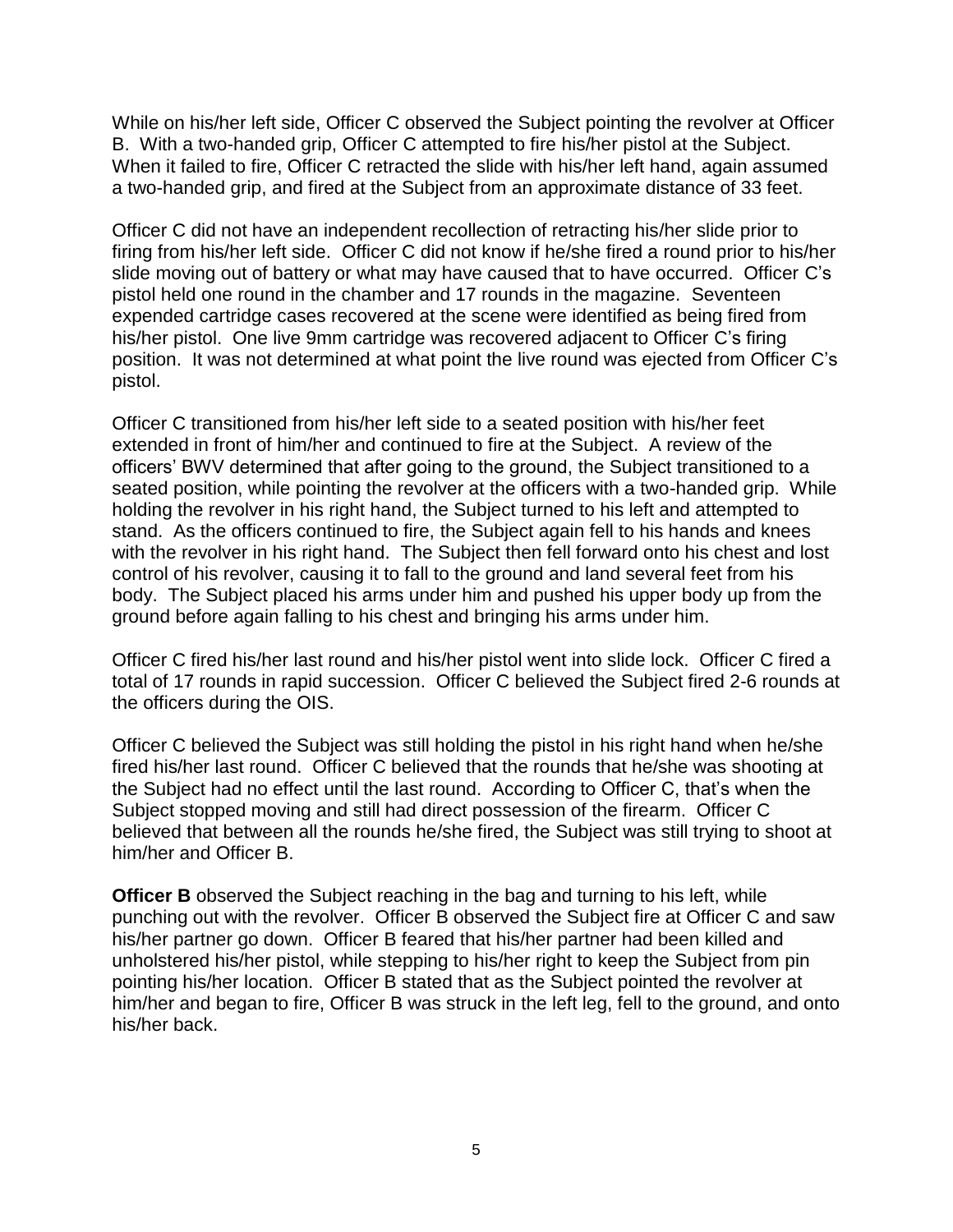While on his/her left side, Officer C observed the Subject pointing the revolver at Officer B. With a two-handed grip, Officer C attempted to fire his/her pistol at the Subject. When it failed to fire, Officer C retracted the slide with his/her left hand, again assumed a two-handed grip, and fired at the Subject from an approximate distance of 33 feet.

Officer C did not have an independent recollection of retracting his/her slide prior to firing from his/her left side. Officer C did not know if he/she fired a round prior to his/her slide moving out of battery or what may have caused that to have occurred. Officer C's pistol held one round in the chamber and 17 rounds in the magazine. Seventeen expended cartridge cases recovered at the scene were identified as being fired from his/her pistol. One live 9mm cartridge was recovered adjacent to Officer C's firing position. It was not determined at what point the live round was ejected from Officer C's pistol.

Officer C transitioned from his/her left side to a seated position with his/her feet extended in front of him/her and continued to fire at the Subject. A review of the officers' BWV determined that after going to the ground, the Subject transitioned to a seated position, while pointing the revolver at the officers with a two-handed grip. While holding the revolver in his right hand, the Subject turned to his left and attempted to stand. As the officers continued to fire, the Subject again fell to his hands and knees with the revolver in his right hand. The Subject then fell forward onto his chest and lost control of his revolver, causing it to fall to the ground and land several feet from his body. The Subject placed his arms under him and pushed his upper body up from the ground before again falling to his chest and bringing his arms under him.

Officer C fired his/her last round and his/her pistol went into slide lock. Officer C fired a total of 17 rounds in rapid succession. Officer C believed the Subject fired 2-6 rounds at the officers during the OIS.

Officer C believed the Subject was still holding the pistol in his right hand when he/she fired his/her last round. Officer C believed that the rounds that he/she was shooting at the Subject had no effect until the last round. According to Officer C, that's when the Subject stopped moving and still had direct possession of the firearm. Officer C believed that between all the rounds he/she fired, the Subject was still trying to shoot at him/her and Officer B.

**Officer B** observed the Subject reaching in the bag and turning to his left, while punching out with the revolver. Officer B observed the Subject fire at Officer C and saw his/her partner go down. Officer B feared that his/her partner had been killed and unholstered his/her pistol, while stepping to his/her right to keep the Subject from pin pointing his/her location. Officer B stated that as the Subject pointed the revolver at him/her and began to fire, Officer B was struck in the left leg, fell to the ground, and onto his/her back.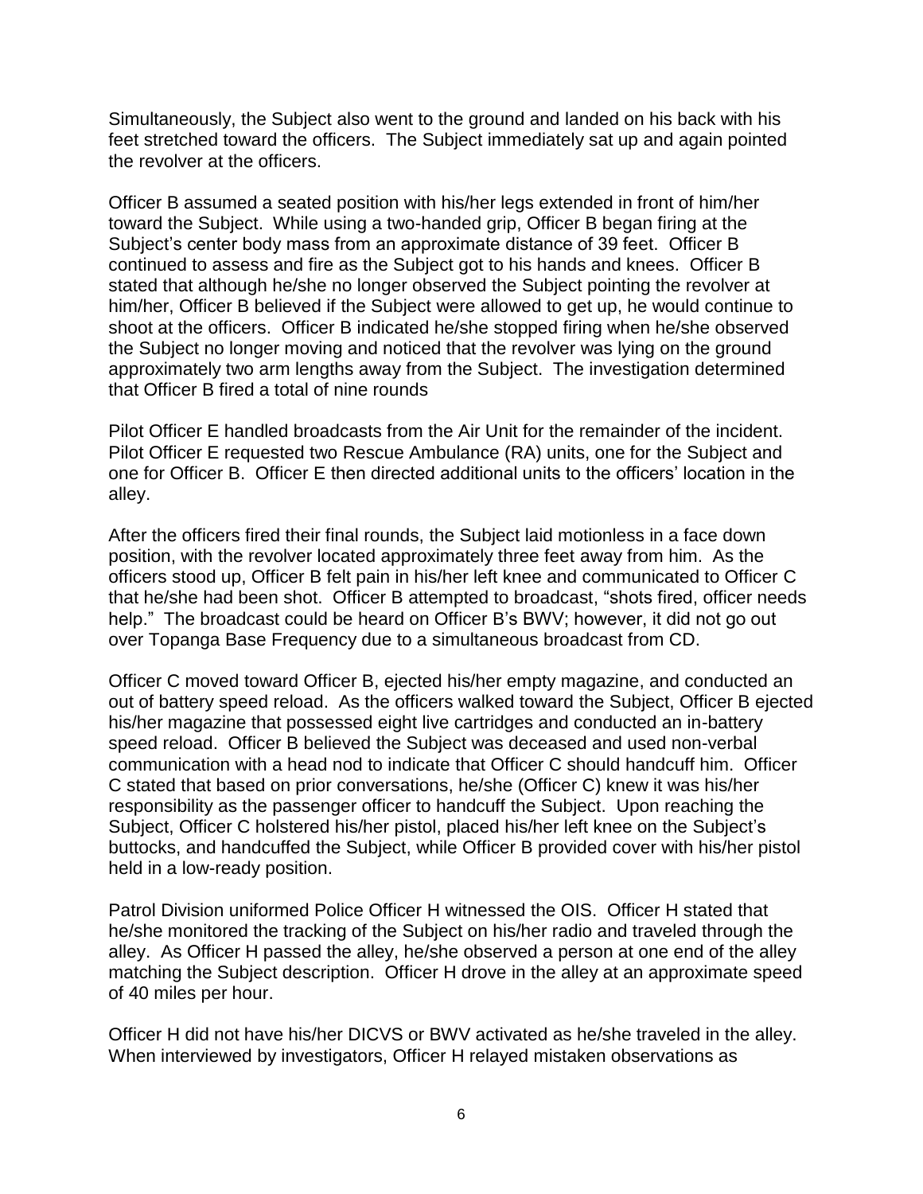Simultaneously, the Subject also went to the ground and landed on his back with his feet stretched toward the officers. The Subject immediately sat up and again pointed the revolver at the officers.

Officer B assumed a seated position with his/her legs extended in front of him/her toward the Subject. While using a two-handed grip, Officer B began firing at the Subject's center body mass from an approximate distance of 39 feet. Officer B continued to assess and fire as the Subject got to his hands and knees. Officer B stated that although he/she no longer observed the Subject pointing the revolver at him/her, Officer B believed if the Subject were allowed to get up, he would continue to shoot at the officers. Officer B indicated he/she stopped firing when he/she observed the Subject no longer moving and noticed that the revolver was lying on the ground approximately two arm lengths away from the Subject. The investigation determined that Officer B fired a total of nine rounds

Pilot Officer E handled broadcasts from the Air Unit for the remainder of the incident. Pilot Officer E requested two Rescue Ambulance (RA) units, one for the Subject and one for Officer B. Officer E then directed additional units to the officers' location in the alley.

After the officers fired their final rounds, the Subject laid motionless in a face down position, with the revolver located approximately three feet away from him. As the officers stood up, Officer B felt pain in his/her left knee and communicated to Officer C that he/she had been shot. Officer B attempted to broadcast, "shots fired, officer needs help." The broadcast could be heard on Officer B's BWV; however, it did not go out over Topanga Base Frequency due to a simultaneous broadcast from CD.

Officer C moved toward Officer B, ejected his/her empty magazine, and conducted an out of battery speed reload. As the officers walked toward the Subject, Officer B ejected his/her magazine that possessed eight live cartridges and conducted an in-battery speed reload. Officer B believed the Subject was deceased and used non-verbal communication with a head nod to indicate that Officer C should handcuff him. Officer C stated that based on prior conversations, he/she (Officer C) knew it was his/her responsibility as the passenger officer to handcuff the Subject. Upon reaching the Subject, Officer C holstered his/her pistol, placed his/her left knee on the Subject's buttocks, and handcuffed the Subject, while Officer B provided cover with his/her pistol held in a low-ready position.

Patrol Division uniformed Police Officer H witnessed the OIS. Officer H stated that he/she monitored the tracking of the Subject on his/her radio and traveled through the alley. As Officer H passed the alley, he/she observed a person at one end of the alley matching the Subject description. Officer H drove in the alley at an approximate speed of 40 miles per hour.

Officer H did not have his/her DICVS or BWV activated as he/she traveled in the alley. When interviewed by investigators, Officer H relayed mistaken observations as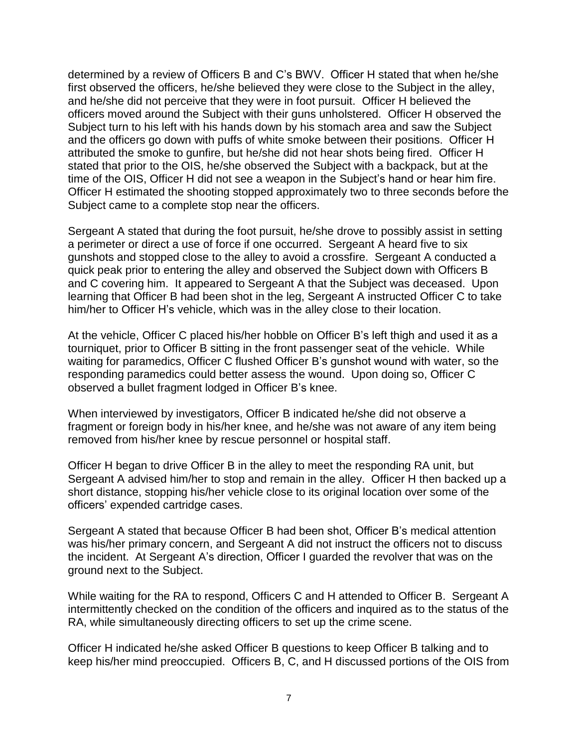determined by a review of Officers B and C's BWV. Officer H stated that when he/she first observed the officers, he/she believed they were close to the Subject in the alley, and he/she did not perceive that they were in foot pursuit. Officer H believed the officers moved around the Subject with their guns unholstered. Officer H observed the Subject turn to his left with his hands down by his stomach area and saw the Subject and the officers go down with puffs of white smoke between their positions. Officer H attributed the smoke to gunfire, but he/she did not hear shots being fired. Officer H stated that prior to the OIS, he/she observed the Subject with a backpack, but at the time of the OIS, Officer H did not see a weapon in the Subject's hand or hear him fire. Officer H estimated the shooting stopped approximately two to three seconds before the Subject came to a complete stop near the officers.

Sergeant A stated that during the foot pursuit, he/she drove to possibly assist in setting a perimeter or direct a use of force if one occurred. Sergeant A heard five to six gunshots and stopped close to the alley to avoid a crossfire. Sergeant A conducted a quick peak prior to entering the alley and observed the Subject down with Officers B and C covering him. It appeared to Sergeant A that the Subject was deceased. Upon learning that Officer B had been shot in the leg, Sergeant A instructed Officer C to take him/her to Officer H's vehicle, which was in the alley close to their location.

At the vehicle, Officer C placed his/her hobble on Officer B's left thigh and used it as a tourniquet, prior to Officer B sitting in the front passenger seat of the vehicle. While waiting for paramedics, Officer C flushed Officer B's gunshot wound with water, so the responding paramedics could better assess the wound. Upon doing so, Officer C observed a bullet fragment lodged in Officer B's knee.

When interviewed by investigators, Officer B indicated he/she did not observe a fragment or foreign body in his/her knee, and he/she was not aware of any item being removed from his/her knee by rescue personnel or hospital staff.

Officer H began to drive Officer B in the alley to meet the responding RA unit, but Sergeant A advised him/her to stop and remain in the alley. Officer H then backed up a short distance, stopping his/her vehicle close to its original location over some of the officers' expended cartridge cases.

Sergeant A stated that because Officer B had been shot, Officer B's medical attention was his/her primary concern, and Sergeant A did not instruct the officers not to discuss the incident. At Sergeant A's direction, Officer I guarded the revolver that was on the ground next to the Subject.

While waiting for the RA to respond, Officers C and H attended to Officer B. Sergeant A intermittently checked on the condition of the officers and inquired as to the status of the RA, while simultaneously directing officers to set up the crime scene.

Officer H indicated he/she asked Officer B questions to keep Officer B talking and to keep his/her mind preoccupied. Officers B, C, and H discussed portions of the OIS from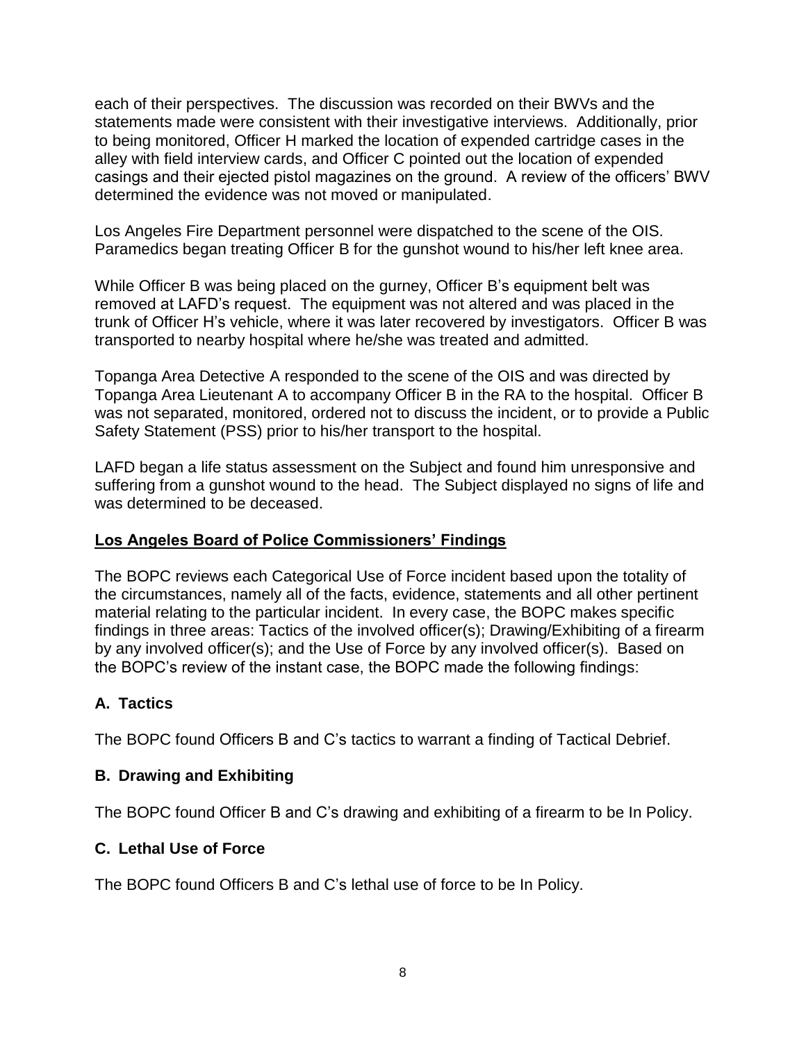each of their perspectives. The discussion was recorded on their BWVs and the statements made were consistent with their investigative interviews. Additionally, prior to being monitored, Officer H marked the location of expended cartridge cases in the alley with field interview cards, and Officer C pointed out the location of expended casings and their ejected pistol magazines on the ground. A review of the officers' BWV determined the evidence was not moved or manipulated.

Los Angeles Fire Department personnel were dispatched to the scene of the OIS. Paramedics began treating Officer B for the gunshot wound to his/her left knee area.

While Officer B was being placed on the gurney, Officer B's equipment belt was removed at LAFD's request. The equipment was not altered and was placed in the trunk of Officer H's vehicle, where it was later recovered by investigators. Officer B was transported to nearby hospital where he/she was treated and admitted.

Topanga Area Detective A responded to the scene of the OIS and was directed by Topanga Area Lieutenant A to accompany Officer B in the RA to the hospital. Officer B was not separated, monitored, ordered not to discuss the incident, or to provide a Public Safety Statement (PSS) prior to his/her transport to the hospital.

LAFD began a life status assessment on the Subject and found him unresponsive and suffering from a gunshot wound to the head. The Subject displayed no signs of life and was determined to be deceased.

## Los Angeles Board of Police Commissioners' Findings

The BOPC reviews each Categorical Use of Force incident based upon the totality of the circumstances, namely all of the facts, evidence, statements and all other pertinent material relating to the particular incident. In every case, the BOPC makes specific findings in three areas: Tactics of the involved officer(s); Drawing/Exhibiting of a firearm by any involved officer(s); and the Use of Force by any involved officer(s). Based on the BOPC's review of the instant case, the BOPC made the following findings:

### A. Tactics

The BOPC found Officers B and C's tactics to warrant a finding of Tactical Debrief.

### B. Drawing and Exhibiting

The BOPC found Officer B and C's drawing and exhibiting of a firearm to be In Policy.

### C. Lethal Use of Force

The BOPC found Officers B and C's lethal use of force to be In Policy.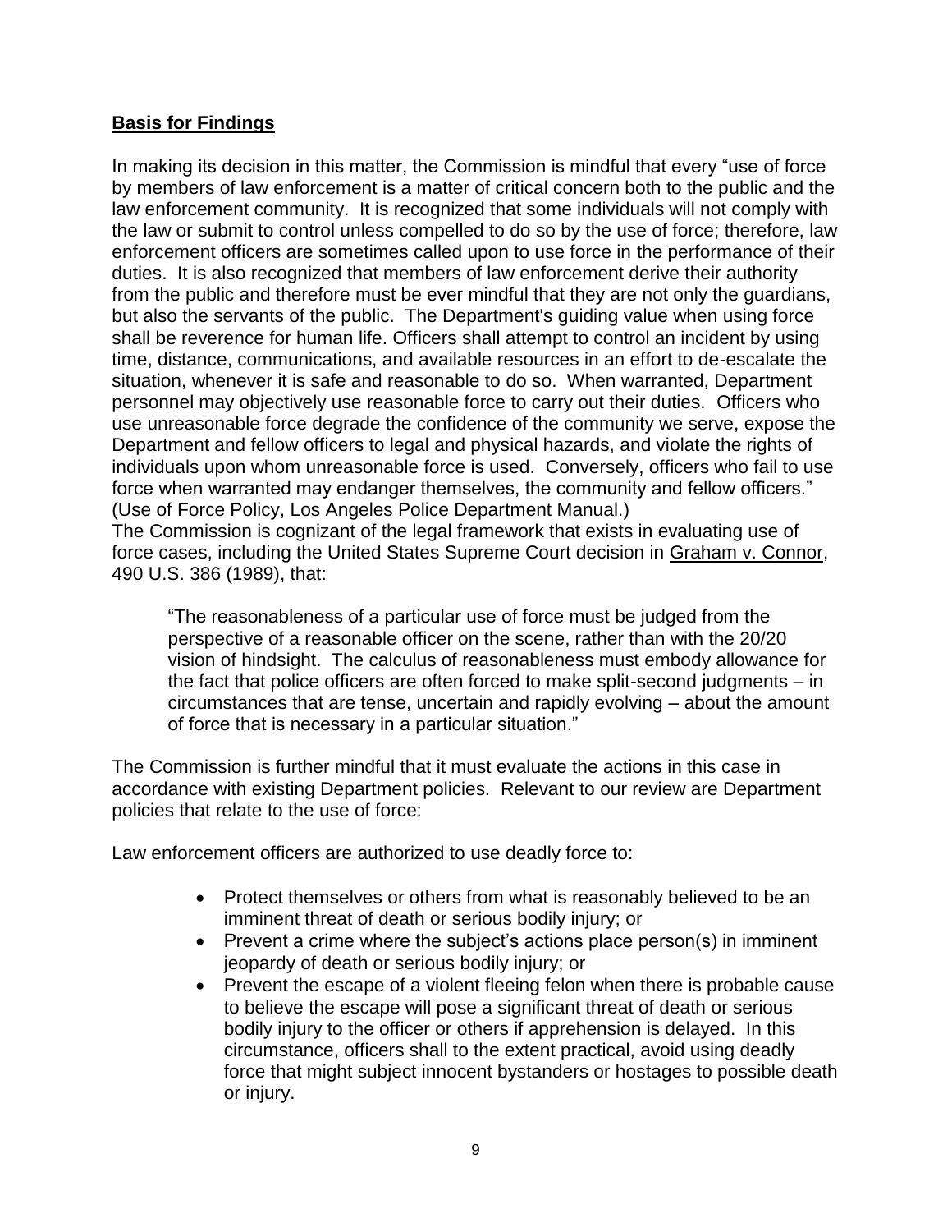**Basis for Findings**

In making its decision in this matter, the Commission is mindful that every "use of force by members of law enforcement is a matter of critical concern both to the public and the law enforcement community. It is recognized that some individuals will not comply with the law or submit to control unless compelled to do so by the use of force; therefore, law enforcement officers are sometimes called upon to use force in the performance of their duties. It is also recognized that members of law enforcement derive their authority from the public and therefore must be ever mindful that they are not only the guardians, but also the servants of the public. The Department's guiding value when using force shall be reverence for human life. Officers shall attempt to control an incident by using time, distance, communications, and available resources in an effort to de-escalate the situation, whenever it is safe and reasonable to do so. When warranted, Department personnel may objectively use reasonable force to carry out their duties. Officers who use unreasonable force degrade the confidence of the community we serve, expose the Department and fellow officers to legal and physical hazards, and violate the rights of individuals upon whom unreasonable force is used. Conversely, officers who fail to use force when warranted may endanger themselves, the community and fellow officers." (Use of Force Policy, Los Angeles Police Department Manual.)
The Commission is cognizant of the legal framework that exists in evaluating use of force cases, including the United States Supreme Court decision in Graham v. Connor, 490 U.S. 386 (1989), that:

> "The reasonableness of a particular use of force must be judged from the perspective of a reasonable officer on the scene, rather than with the 20/20 vision of hindsight. The calculus of reasonableness must embody allowance for the fact that police officers are often forced to make split-second judgments – in circumstances that are tense, uncertain and rapidly evolving – about the amount of force that is necessary in a particular situation."

The Commission is further mindful that it must evaluate the actions in this case in accordance with existing Department policies. Relevant to our review are Department policies that relate to the use of force:

Law enforcement officers are authorized to use deadly force to:

- Protect themselves or others from what is reasonably believed to be an imminent threat of death or serious bodily injury; or
- Prevent a crime where the subject's actions place person(s) in imminent jeopardy of death or serious bodily injury; or
- Prevent the escape of a violent fleeing felon when there is probable cause to believe the escape will pose a significant threat of death or serious bodily injury to the officer or others if apprehension is delayed. In this circumstance, officers shall to the extent practical, avoid using deadly force that might subject innocent bystanders or hostages to possible death or injury.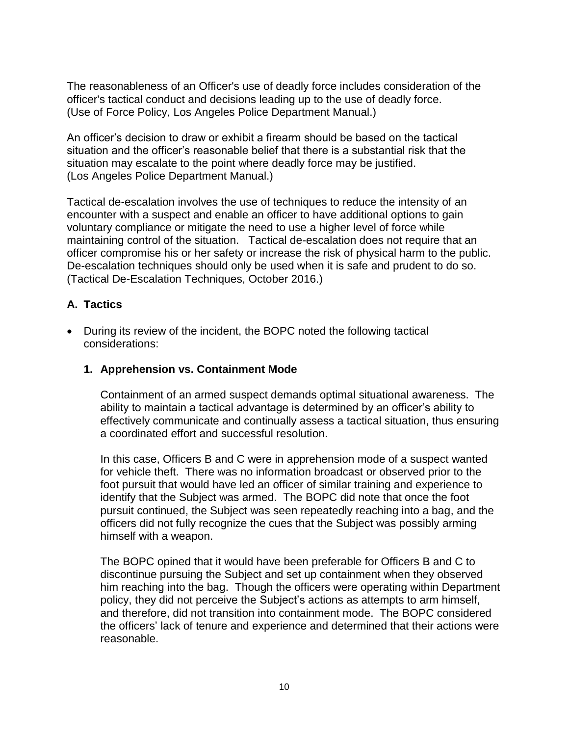The reasonableness of an Officer's use of deadly force includes consideration of the officer's tactical conduct and decisions leading up to the use of deadly force. (Use of Force Policy, Los Angeles Police Department Manual.)

An officer's decision to draw or exhibit a firearm should be based on the tactical situation and the officer's reasonable belief that there is a substantial risk that the situation may escalate to the point where deadly force may be justified. (Los Angeles Police Department Manual.)

Tactical de-escalation involves the use of techniques to reduce the intensity of an encounter with a suspect and enable an officer to have additional options to gain voluntary compliance or mitigate the need to use a higher level of force while maintaining control of the situation. Tactical de-escalation does not require that an officer compromise his or her safety or increase the risk of physical harm to the public. De-escalation techniques should only be used when it is safe and prudent to do so. (Tactical De-Escalation Techniques, October 2016.)

### A. Tactics

- During its review of the incident, the BOPC noted the following tactical considerations:

  **1. Apprehension vs. Containment Mode**

  Containment of an armed suspect demands optimal situational awareness. The ability to maintain a tactical advantage is determined by an officer's ability to effectively communicate and continually assess a tactical situation, thus ensuring a coordinated effort and successful resolution.

  In this case, Officers B and C were in apprehension mode of a suspect wanted for vehicle theft. There was no information broadcast or observed prior to the foot pursuit that would have led an officer of similar training and experience to identify that the Subject was armed. The BOPC did note that once the foot pursuit continued, the Subject was seen repeatedly reaching into a bag, and the officers did not fully recognize the cues that the Subject was possibly arming himself with a weapon.

  The BOPC opined that it would have been preferable for Officers B and C to discontinue pursuing the Subject and set up containment when they observed him reaching into the bag. Though the officers were operating within Department policy, they did not perceive the Subject's actions as attempts to arm himself, and therefore, did not transition into containment mode. The BOPC considered the officers' lack of tenure and experience and determined that their actions were reasonable.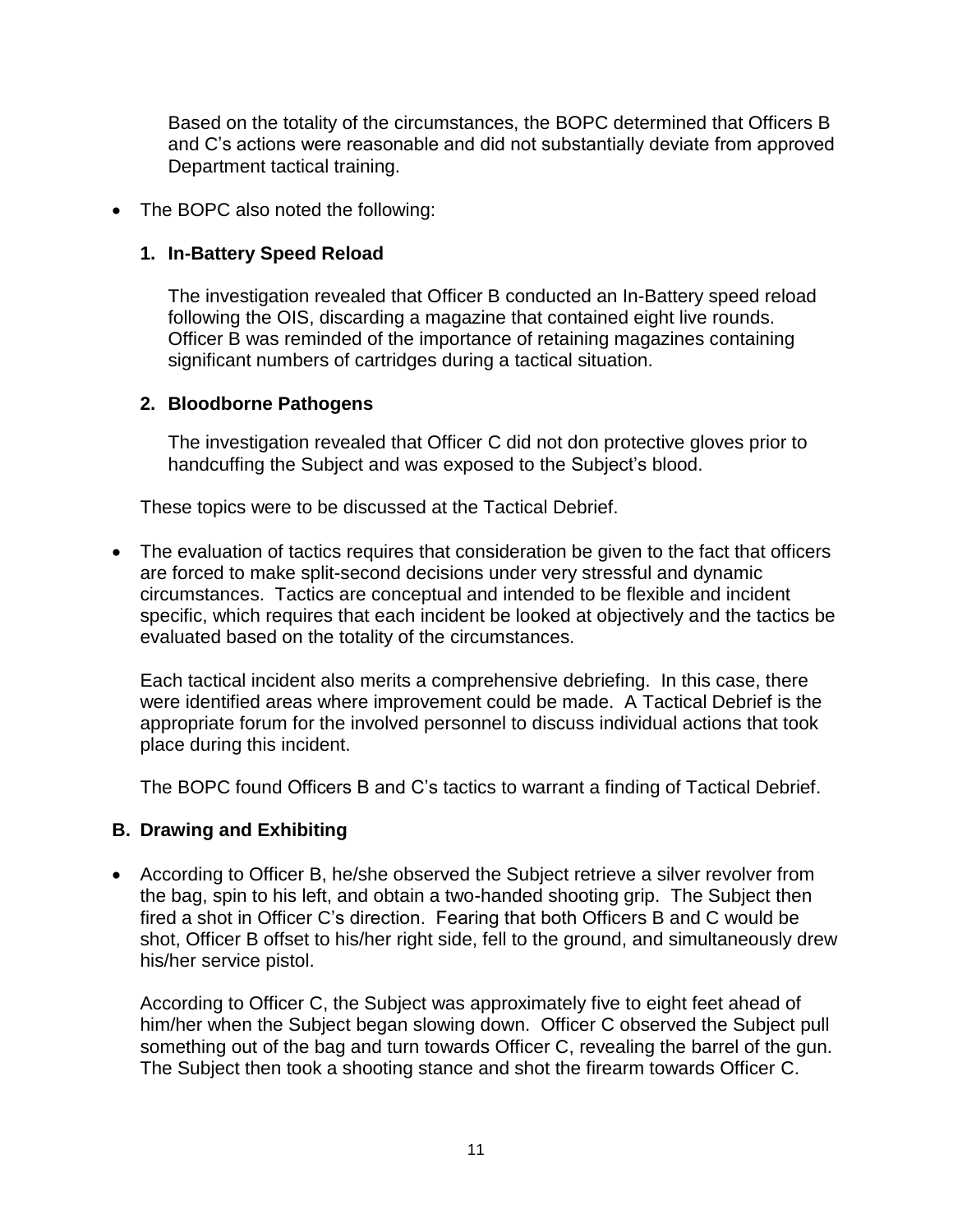Based on the totality of the circumstances, the BOPC determined that Officers B and C's actions were reasonable and did not substantially deviate from approved Department tactical training.

- The BOPC also noted the following:

  **1. In-Battery Speed Reload**

  The investigation revealed that Officer B conducted an In-Battery speed reload following the OIS, discarding a magazine that contained eight live rounds. Officer B was reminded of the importance of retaining magazines containing significant numbers of cartridges during a tactical situation.

  **2. Bloodborne Pathogens**

  The investigation revealed that Officer C did not don protective gloves prior to handcuffing the Subject and was exposed to the Subject's blood.

  These topics were to be discussed at the Tactical Debrief.

- The evaluation of tactics requires that consideration be given to the fact that officers are forced to make split-second decisions under very stressful and dynamic circumstances. Tactics are conceptual and intended to be flexible and incident specific, which requires that each incident be looked at objectively and the tactics be evaluated based on the totality of the circumstances.

  Each tactical incident also merits a comprehensive debriefing. In this case, there were identified areas where improvement could be made. A Tactical Debrief is the appropriate forum for the involved personnel to discuss individual actions that took place during this incident.

  The BOPC found Officers B and C's tactics to warrant a finding of Tactical Debrief.

### B. Drawing and Exhibiting

- According to Officer B, he/she observed the Subject retrieve a silver revolver from the bag, spin to his left, and obtain a two-handed shooting grip. The Subject then fired a shot in Officer C's direction. Fearing that both Officers B and C would be shot, Officer B offset to his/her right side, fell to the ground, and simultaneously drew his/her service pistol.

  According to Officer C, the Subject was approximately five to eight feet ahead of him/her when the Subject began slowing down. Officer C observed the Subject pull something out of the bag and turn towards Officer C, revealing the barrel of the gun. The Subject then took a shooting stance and shot the firearm towards Officer C.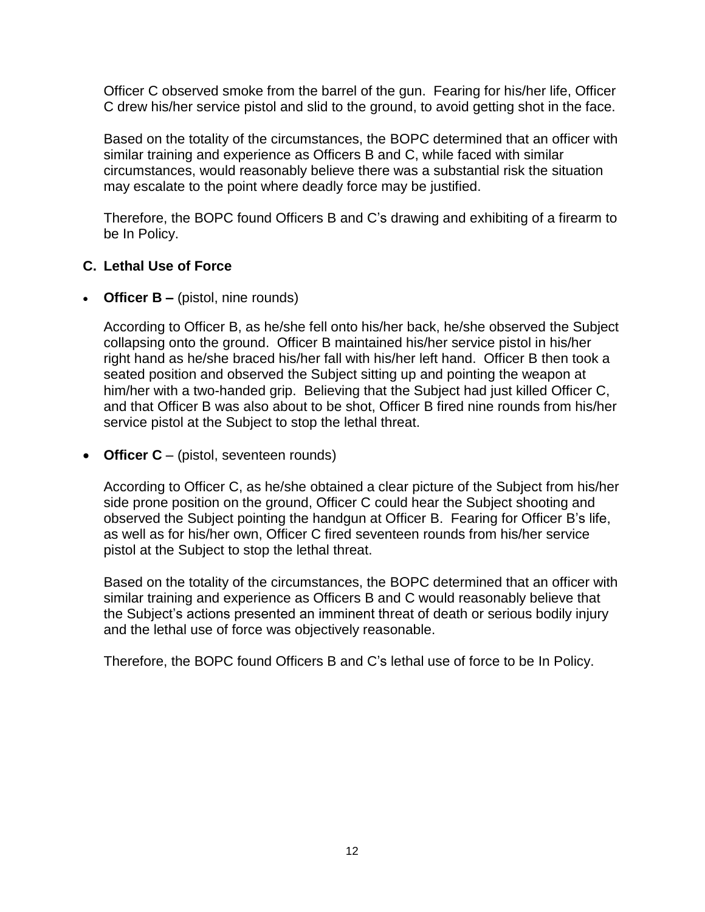Officer C observed smoke from the barrel of the gun. Fearing for his/her life, Officer C drew his/her service pistol and slid to the ground, to avoid getting shot in the face.

Based on the totality of the circumstances, the BOPC determined that an officer with similar training and experience as Officers B and C, while faced with similar circumstances, would reasonably believe there was a substantial risk the situation may escalate to the point where deadly force may be justified.

Therefore, the BOPC found Officers B and C's drawing and exhibiting of a firearm to be In Policy.

### C. Lethal Use of Force

- **Officer B –** (pistol, nine rounds)

  According to Officer B, as he/she fell onto his/her back, he/she observed the Subject collapsing onto the ground. Officer B maintained his/her service pistol in his/her right hand as he/she braced his/her fall with his/her left hand. Officer B then took a seated position and observed the Subject sitting up and pointing the weapon at him/her with a two-handed grip. Believing that the Subject had just killed Officer C, and that Officer B was also about to be shot, Officer B fired nine rounds from his/her service pistol at the Subject to stop the lethal threat.

- **Officer C** – (pistol, seventeen rounds)

  According to Officer C, as he/she obtained a clear picture of the Subject from his/her side prone position on the ground, Officer C could hear the Subject shooting and observed the Subject pointing the handgun at Officer B. Fearing for Officer B's life, as well as for his/her own, Officer C fired seventeen rounds from his/her service pistol at the Subject to stop the lethal threat.

Based on the totality of the circumstances, the BOPC determined that an officer with similar training and experience as Officers B and C would reasonably believe that the Subject's actions presented an imminent threat of death or serious bodily injury and the lethal use of force was objectively reasonable.

Therefore, the BOPC found Officers B and C's lethal use of force to be In Policy.